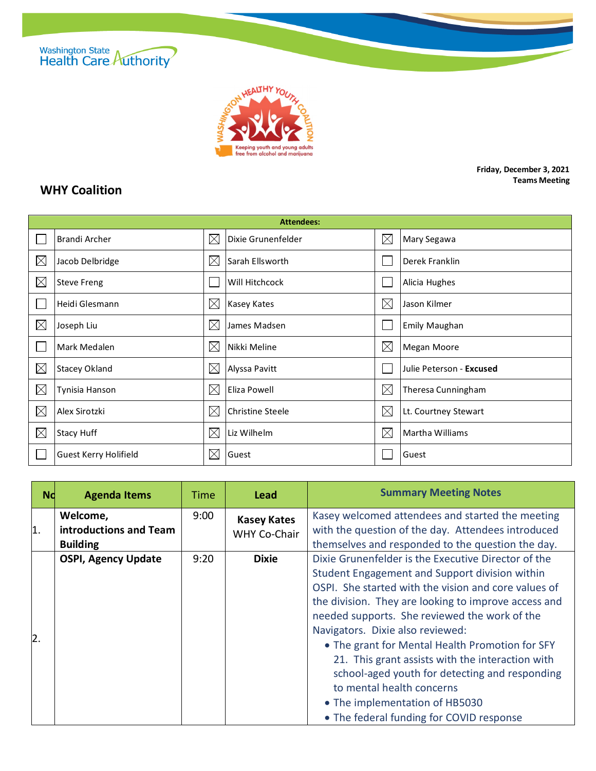Washington State Health Care Authority

WASHINGTON HEALTHY YOUTH COALITION
Keeping youth and young adults free from alcohol and marijuana

**Friday, December 3, 2021**
**Teams Meeting**

## WHY Coalition

| Attendees: | | | | | |
|---|---|---|---|---|---|
| ☐ | Brandi Archer | ☒ | Dixie Grunenfelder | ☒ | Mary Segawa |
| ☒ | Jacob Delbridge | ☒ | Sarah Ellsworth | ☐ | Derek Franklin |
| ☒ | Steve Freng | ☐ | Will Hitchcock | ☐ | Alicia Hughes |
| ☐ | Heidi Glesmann | ☒ | Kasey Kates | ☒ | Jason Kilmer |
| ☒ | Joseph Liu | ☒ | James Madsen | ☐ | Emily Maughan |
| ☐ | Mark Medalen | ☒ | Nikki Meline | ☒ | Megan Moore |
| ☒ | Stacey Okland | ☒ | Alyssa Pavitt | ☐ | Julie Peterson - **Excused** |
| ☒ | Tynisia Hanson | ☒ | Eliza Powell | ☒ | Theresa Cunningham |
| ☒ | Alex Sirotzki | ☒ | Christine Steele | ☒ | Lt. Courtney Stewart |
| ☒ | Stacy Huff | ☒ | Liz Wilhelm | ☒ | Martha Williams |
| ☐ | Guest Kerry Holifield | ☒ | Guest | ☐ | Guest |

| No | Agenda Items | Time | Lead | Summary Meeting Notes |
|---|---|---|---|---|
| 1. | **Welcome, introductions and Team Building** | 9:00 | **Kasey Kates** WHY Co-Chair | Kasey welcomed attendees and started the meeting with the question of the day. Attendees introduced themselves and responded to the question the day. |
| 2. | **OSPI, Agency Update** | 9:20 | **Dixie** | Dixie Grunenfelder is the Executive Director of the Student Engagement and Support division within OSPI. She started with the vision and core values of the division. They are looking to improve access and needed supports. She reviewed the work of the Navigators. Dixie also reviewed:<br>• The grant for Mental Health Promotion for SFY 21. This grant assists with the interaction with school-aged youth for detecting and responding to mental health concerns<br>• The implementation of HB5030<br>• The federal funding for COVID response |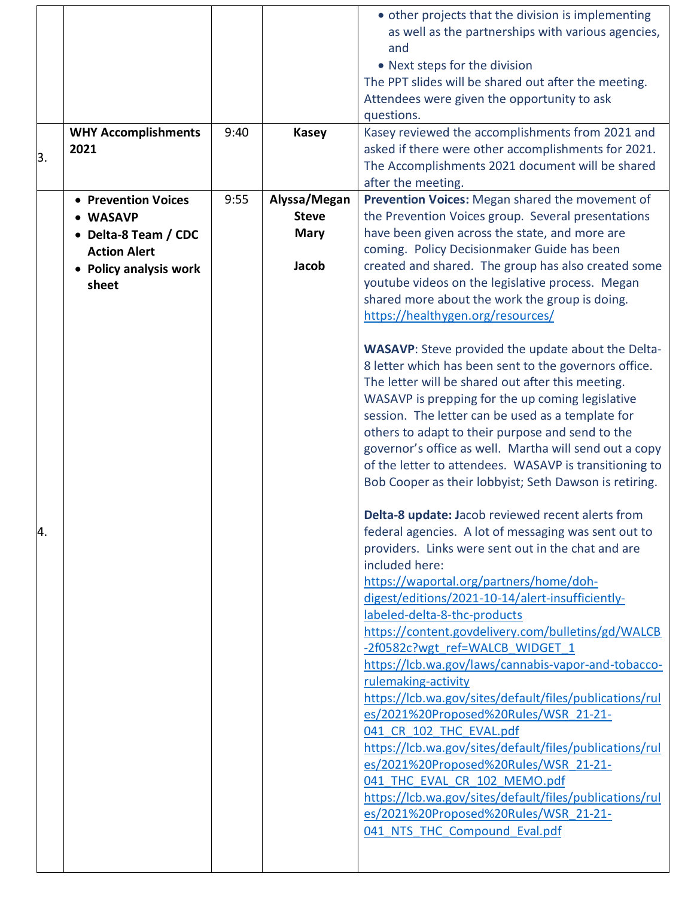| | | | | |
|---|---|---|---|---|
| | | | | • other projects that the division is implementing as well as the partnerships with various agencies, and<br>• Next steps for the division<br>The PPT slides will be shared out after the meeting. Attendees were given the opportunity to ask questions. |
| 3. | **WHY Accomplishments 2021** | 9:40 | **Kasey** | Kasey reviewed the accomplishments from 2021 and asked if there were other accomplishments for 2021. The Accomplishments 2021 document will be shared after the meeting. |
| 4. | • **Prevention Voices**<br>• **WASAVP**<br>• **Delta-8 Team / CDC Action Alert**<br>• **Policy analysis work sheet** | 9:55 | **Alyssa/Megan**<br>**Steve**<br>**Mary**<br><br>**Jacob** | **Prevention Voices:** Megan shared the movement of the Prevention Voices group. Several presentations have been given across the state, and more are coming. Policy Decisionmaker Guide has been created and shared. The group has also created some youtube videos on the legislative process. Megan shared more about the work the group is doing. https://healthygen.org/resources/<br><br>**WASAVP**: Steve provided the update about the Delta-8 letter which has been sent to the governors office. The letter will be shared out after this meeting. WASAVP is prepping for the up coming legislative session. The letter can be used as a template for others to adapt to their purpose and send to the governor's office as well. Martha will send out a copy of the letter to attendees. WASAVP is transitioning to Bob Cooper as their lobbyist; Seth Dawson is retiring.<br><br>**Delta-8 update: J**acob reviewed recent alerts from federal agencies. A lot of messaging was sent out to providers. Links were sent out in the chat and are included here:<br>https://waportal.org/partners/home/doh-digest/editions/2021-10-14/alert-insufficiently-labeled-delta-8-thc-products<br>https://content.govdelivery.com/bulletins/gd/WALCB-2f0582c?wgt_ref=WALCB_WIDGET_1<br>https://lcb.wa.gov/laws/cannabis-vapor-and-tobacco-rulemaking-activity<br>https://lcb.wa.gov/sites/default/files/publications/rules/2021%20Proposed%20Rules/WSR_21-21-041_CR_102_THC_EVAL.pdf<br>https://lcb.wa.gov/sites/default/files/publications/rules/2021%20Proposed%20Rules/WSR_21-21-041_THC_EVAL_CR_102_MEMO.pdf<br>https://lcb.wa.gov/sites/default/files/publications/rules/2021%20Proposed%20Rules/WSR_21-21-041_NTS_THC_Compound_Eval.pdf |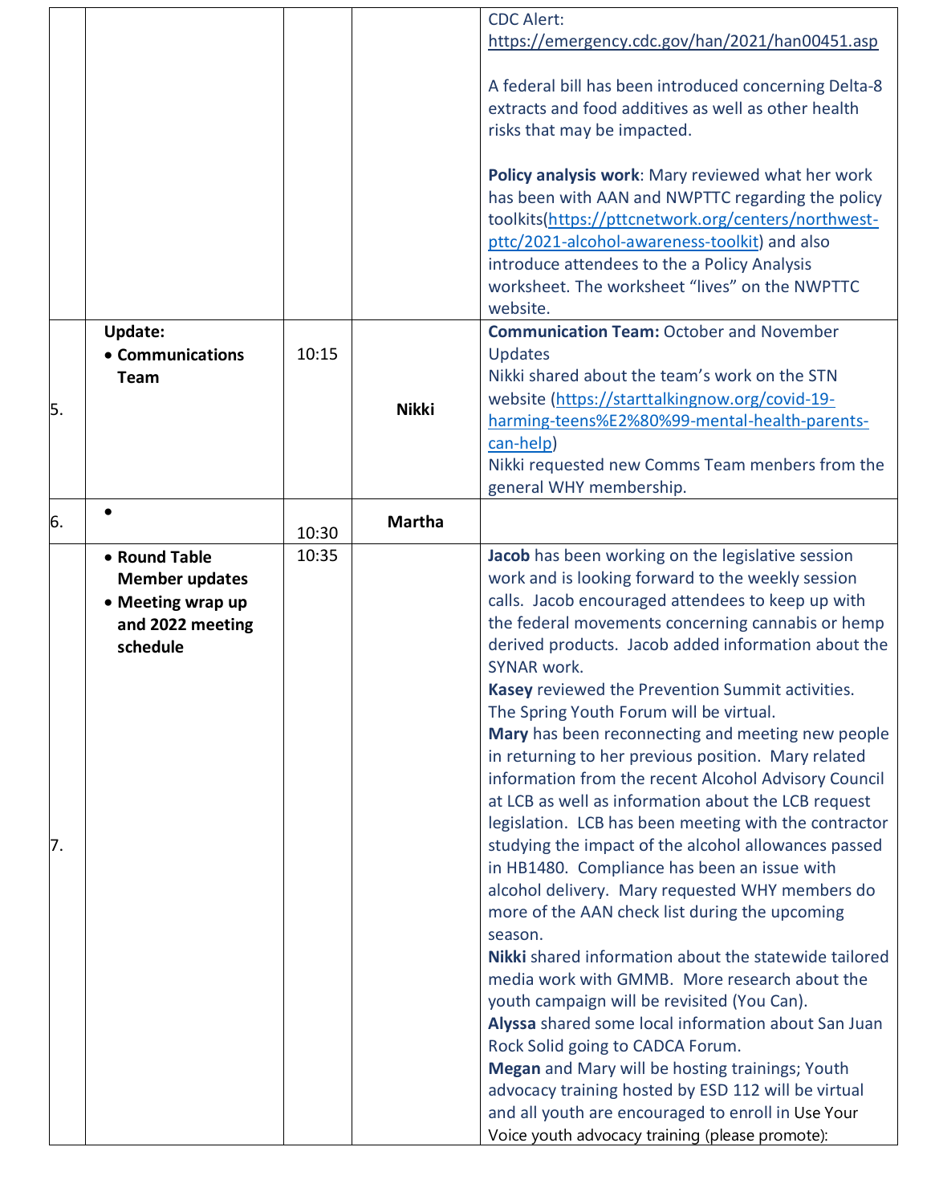| | | | | |
|---|---|---|---|---|
| | | | | CDC Alert: https://emergency.cdc.gov/han/2021/han00451.asp<br><br>A federal bill has been introduced concerning Delta-8 extracts and food additives as well as other health risks that may be impacted.<br><br>**Policy analysis work**: Mary reviewed what her work has been with AAN and NWPTTC regarding the policy toolkits(https://pttcnetwork.org/centers/northwest-pttc/2021-alcohol-awareness-toolkit) and also introduce attendees to the a Policy Analysis worksheet. The worksheet "lives" on the NWPTTC website. |
| 5. | **Update:**<br>• **Communications Team** | 10:15 | **Nikki** | **Communication Team:** October and November Updates<br>Nikki shared about the team's work on the STN website (https://starttalkingnow.org/covid-19-harming-teens%E2%80%99-mental-health-parents-can-help)<br>Nikki requested new Comms Team menbers from the general WHY membership. |
| 6. | • | 10:30 | **Martha** | |
| 7. | • **Round Table Member updates**<br>• **Meeting wrap up and 2022 meeting schedule** | 10:35 | | **Jacob** has been working on the legislative session work and is looking forward to the weekly session calls. Jacob encouraged attendees to keep up with the federal movements concerning cannabis or hemp derived products. Jacob added information about the SYNAR work.<br>**Kasey** reviewed the Prevention Summit activities. The Spring Youth Forum will be virtual.<br>**Mary** has been reconnecting and meeting new people in returning to her previous position. Mary related information from the recent Alcohol Advisory Council at LCB as well as information about the LCB request legislation. LCB has been meeting with the contractor studying the impact of the alcohol allowances passed in HB1480. Compliance has been an issue with alcohol delivery. Mary requested WHY members do more of the AAN check list during the upcoming season.<br>**Nikki** shared information about the statewide tailored media work with GMMB. More research about the youth campaign will be revisited (You Can).<br>**Alyssa** shared some local information about San Juan Rock Solid going to CADCA Forum.<br>**Megan** and Mary will be hosting trainings; Youth advocacy training hosted by ESD 112 will be virtual and all youth are encouraged to enroll in Use Your Voice youth advocacy training (please promote): |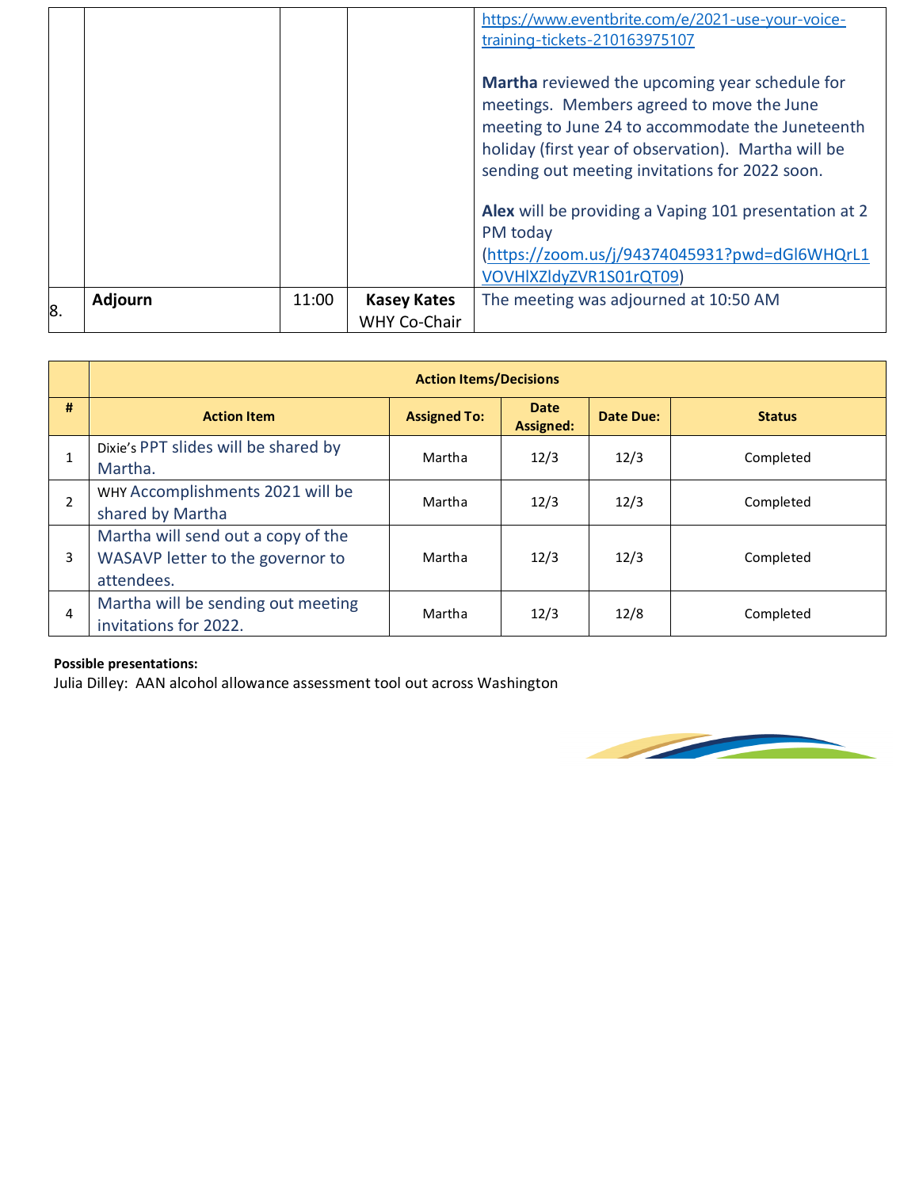| | | | | |
|---|---|---|---|---|
| | | | | https://www.eventbrite.com/e/2021-use-your-voice-training-tickets-210163975107<br><br>**Martha** reviewed the upcoming year schedule for meetings. Members agreed to move the June meeting to June 24 to accommodate the Juneteenth holiday (first year of observation). Martha will be sending out meeting invitations for 2022 soon.<br><br>**Alex** will be providing a Vaping 101 presentation at 2 PM today (https://zoom.us/j/94374045931?pwd=dGl6WHQrL1VOVHlXZldyZVR1S01rQT09) |
| 8. | **Adjourn** | 11:00 | **Kasey Kates**<br>WHY Co-Chair | The meeting was adjourned at 10:50 AM |

| | **Action Items/Decisions** | | | | |
|---|---|---|---|---|---|
| **#** | **Action Item** | **Assigned To:** | **Date Assigned:** | **Date Due:** | **Status** |
| 1 | Dixie's PPT slides will be shared by Martha. | Martha | 12/3 | 12/3 | Completed |
| 2 | WHY Accomplishments 2021 will be shared by Martha | Martha | 12/3 | 12/3 | Completed |
| 3 | Martha will send out a copy of the WASAVP letter to the governor to attendees. | Martha | 12/3 | 12/3 | Completed |
| 4 | Martha will be sending out meeting invitations for 2022. | Martha | 12/3 | 12/8 | Completed |

**Possible presentations:**

Julia Dilley: AAN alcohol allowance assessment tool out across Washington